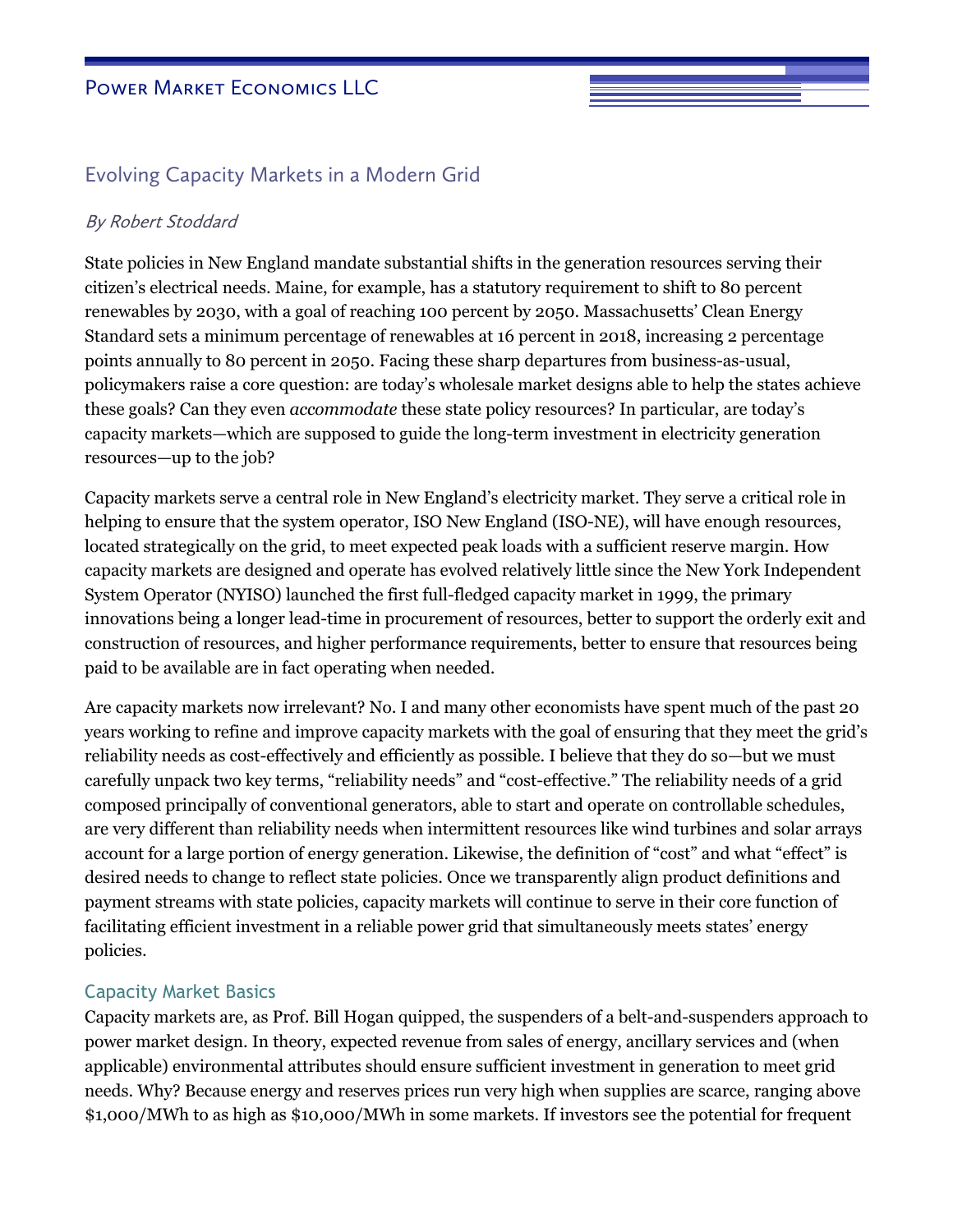# Evolving Capacity Markets in a Modern Grid

*By Robert Stoddard*

State policies in New England mandate substantial shifts in the generation resources serving their citizen's electrical needs. Maine, for example, has a statutory requirement to shift to 80 percent renewables by 2030, with a goal of reaching 100 percent by 2050. Massachusetts' Clean Energy Standard sets a minimum percentage of renewables at 16 percent in 2018, increasing 2 percentage points annually to 80 percent in 2050. Facing these sharp departures from business-as-usual, policymakers raise a core question: are today's wholesale market designs able to help the states achieve these goals? Can they even *accommodate* these state policy resources? In particular, are today's capacity markets—which are supposed to guide the long-term investment in electricity generation resources—up to the job?

Capacity markets serve a central role in New England's electricity market. They serve a critical role in helping to ensure that the system operator, ISO New England (ISO-NE), will have enough resources, located strategically on the grid, to meet expected peak loads with a sufficient reserve margin. How capacity markets are designed and operate has evolved relatively little since the New York Independent System Operator (NYISO) launched the first full-fledged capacity market in 1999, the primary innovations being a longer lead-time in procurement of resources, better to support the orderly exit and construction of resources, and higher performance requirements, better to ensure that resources being paid to be available are in fact operating when needed.

Are capacity markets now irrelevant? No. I and many other economists have spent much of the past 20 years working to refine and improve capacity markets with the goal of ensuring that they meet the grid's reliability needs as cost-effectively and efficiently as possible. I believe that they do so—but we must carefully unpack two key terms, "reliability needs" and "cost-effective." The reliability needs of a grid composed principally of conventional generators, able to start and operate on controllable schedules, are very different than reliability needs when intermittent resources like wind turbines and solar arrays account for a large portion of energy generation. Likewise, the definition of "cost" and what "effect" is desired needs to change to reflect state policies. Once we transparently align product definitions and payment streams with state policies, capacity markets will continue to serve in their core function of facilitating efficient investment in a reliable power grid that simultaneously meets states' energy policies.

## Capacity Market Basics

Capacity markets are, as Prof. Bill Hogan quipped, the suspenders of a belt-and-suspenders approach to power market design. In theory, expected revenue from sales of energy, ancillary services and (when applicable) environmental attributes should ensure sufficient investment in generation to meet grid needs. Why? Because energy and reserves prices run very high when supplies are scarce, ranging above $1,000/MWh to as high as $10,000/MWh in some markets. If investors see the potential for frequent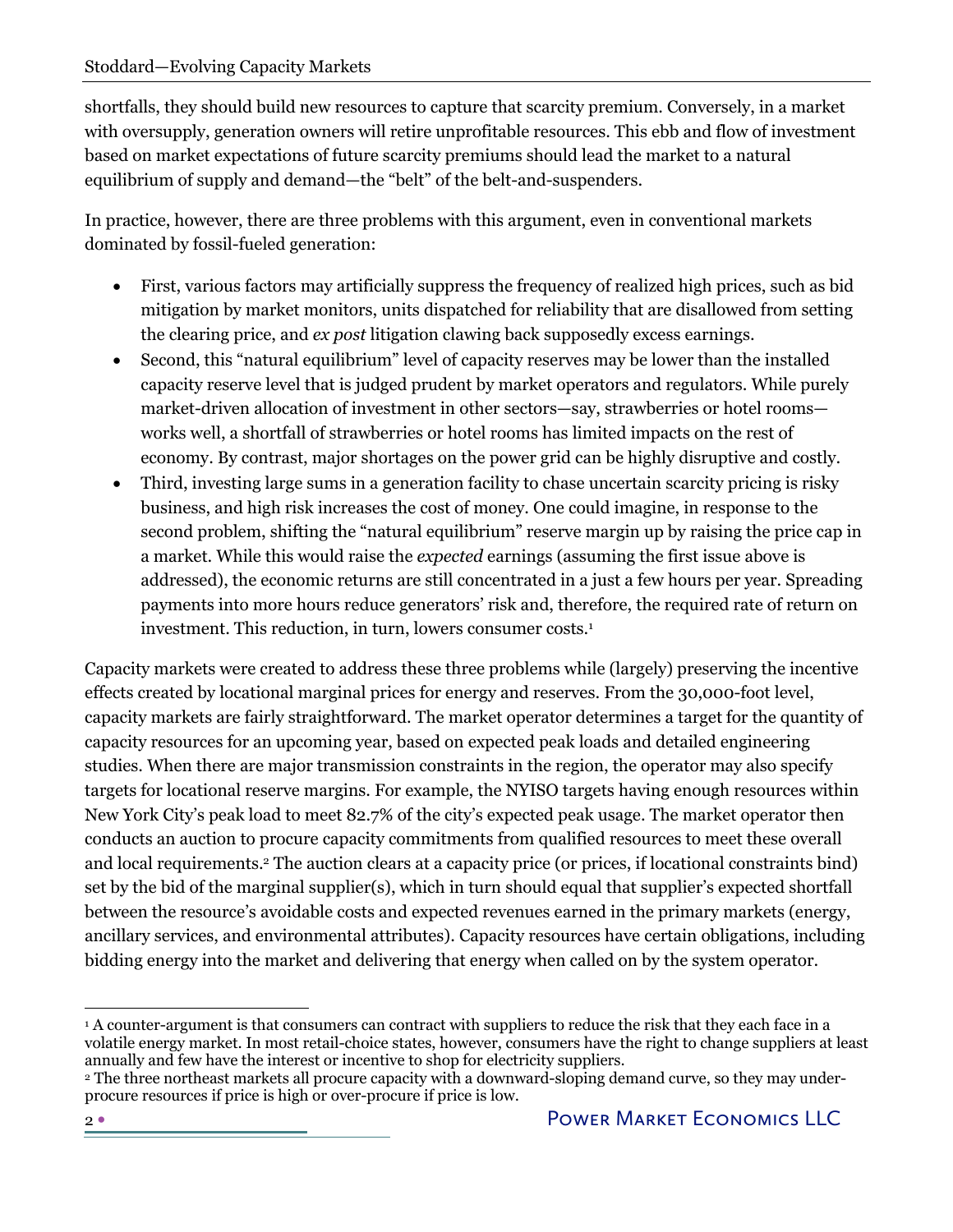shortfalls, they should build new resources to capture that scarcity premium. Conversely, in a market with oversupply, generation owners will retire unprofitable resources. This ebb and flow of investment based on market expectations of future scarcity premiums should lead the market to a natural equilibrium of supply and demand—the "belt" of the belt-and-suspenders.

In practice, however, there are three problems with this argument, even in conventional markets dominated by fossil-fueled generation:

- First, various factors may artificially suppress the frequency of realized high prices, such as bid mitigation by market monitors, units dispatched for reliability that are disallowed from setting the clearing price, and *ex post* litigation clawing back supposedly excess earnings.
- Second, this "natural equilibrium" level of capacity reserves may be lower than the installed capacity reserve level that is judged prudent by market operators and regulators. While purely market-driven allocation of investment in other sectors—say, strawberries or hotel rooms—works well, a shortfall of strawberries or hotel rooms has limited impacts on the rest of economy. By contrast, major shortages on the power grid can be highly disruptive and costly.
- Third, investing large sums in a generation facility to chase uncertain scarcity pricing is risky business, and high risk increases the cost of money. One could imagine, in response to the second problem, shifting the "natural equilibrium" reserve margin up by raising the price cap in a market. While this would raise the *expected* earnings (assuming the first issue above is addressed), the economic returns are still concentrated in a just a few hours per year. Spreading payments into more hours reduce generators' risk and, therefore, the required rate of return on investment. This reduction, in turn, lowers consumer costs.[1]

Capacity markets were created to address these three problems while (largely) preserving the incentive effects created by locational marginal prices for energy and reserves. From the 30,000-foot level, capacity markets are fairly straightforward. The market operator determines a target for the quantity of capacity resources for an upcoming year, based on expected peak loads and detailed engineering studies. When there are major transmission constraints in the region, the operator may also specify targets for locational reserve margins. For example, the NYISO targets having enough resources within New York City's peak load to meet 82.7% of the city's expected peak usage. The market operator then conducts an auction to procure capacity commitments from qualified resources to meet these overall and local requirements.[2] The auction clears at a capacity price (or prices, if locational constraints bind) set by the bid of the marginal supplier(s), which in turn should equal that supplier's expected shortfall between the resource's avoidable costs and expected revenues earned in the primary markets (energy, ancillary services, and environmental attributes). Capacity resources have certain obligations, including bidding energy into the market and delivering that energy when called on by the system operator.

---

[1] A counter-argument is that consumers can contract with suppliers to reduce the risk that they each face in a volatile energy market. In most retail-choice states, however, consumers have the right to change suppliers at least annually and few have the interest or incentive to shop for electricity suppliers.

[2] The three northeast markets all procure capacity with a downward-sloping demand curve, so they may under-procure resources if price is high or over-procure if price is low.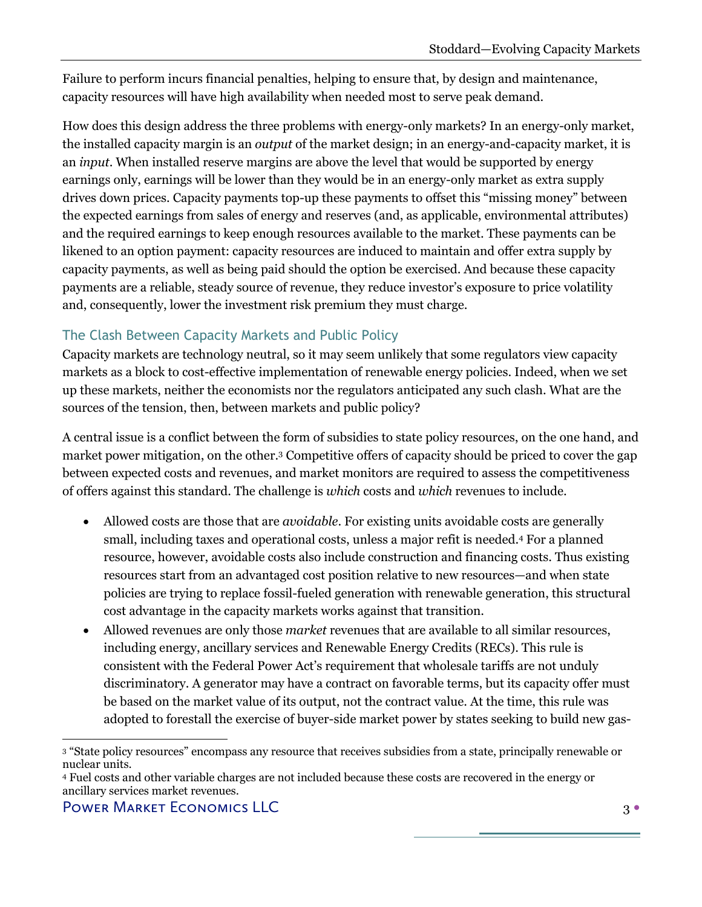Failure to perform incurs financial penalties, helping to ensure that, by design and maintenance, capacity resources will have high availability when needed most to serve peak demand.

How does this design address the three problems with energy-only markets? In an energy-only market, the installed capacity margin is an *output* of the market design; in an energy-and-capacity market, it is an *input*. When installed reserve margins are above the level that would be supported by energy earnings only, earnings will be lower than they would be in an energy-only market as extra supply drives down prices. Capacity payments top-up these payments to offset this "missing money" between the expected earnings from sales of energy and reserves (and, as applicable, environmental attributes) and the required earnings to keep enough resources available to the market. These payments can be likened to an option payment: capacity resources are induced to maintain and offer extra supply by capacity payments, as well as being paid should the option be exercised. And because these capacity payments are a reliable, steady source of revenue, they reduce investor's exposure to price volatility and, consequently, lower the investment risk premium they must charge.

## The Clash Between Capacity Markets and Public Policy

Capacity markets are technology neutral, so it may seem unlikely that some regulators view capacity markets as a block to cost-effective implementation of renewable energy policies. Indeed, when we set up these markets, neither the economists nor the regulators anticipated any such clash. What are the sources of the tension, then, between markets and public policy?

A central issue is a conflict between the form of subsidies to state policy resources, on the one hand, and market power mitigation, on the other.[3] Competitive offers of capacity should be priced to cover the gap between expected costs and revenues, and market monitors are required to assess the competitiveness of offers against this standard. The challenge is *which* costs and *which* revenues to include.

- Allowed costs are those that are *avoidable*. For existing units avoidable costs are generally small, including taxes and operational costs, unless a major refit is needed.[4] For a planned resource, however, avoidable costs also include construction and financing costs. Thus existing resources start from an advantaged cost position relative to new resources—and when state policies are trying to replace fossil-fueled generation with renewable generation, this structural cost advantage in the capacity markets works against that transition.
- Allowed revenues are only those *market* revenues that are available to all similar resources, including energy, ancillary services and Renewable Energy Credits (RECs). This rule is consistent with the Federal Power Act's requirement that wholesale tariffs are not unduly discriminatory. A generator may have a contract on favorable terms, but its capacity offer must be based on the market value of its output, not the contract value. At the time, this rule was adopted to forestall the exercise of buyer-side market power by states seeking to build new gas-

[3] "State policy resources" encompass any resource that receives subsidies from a state, principally renewable or nuclear units.

[4] Fuel costs and other variable charges are not included because these costs are recovered in the energy or ancillary services market revenues.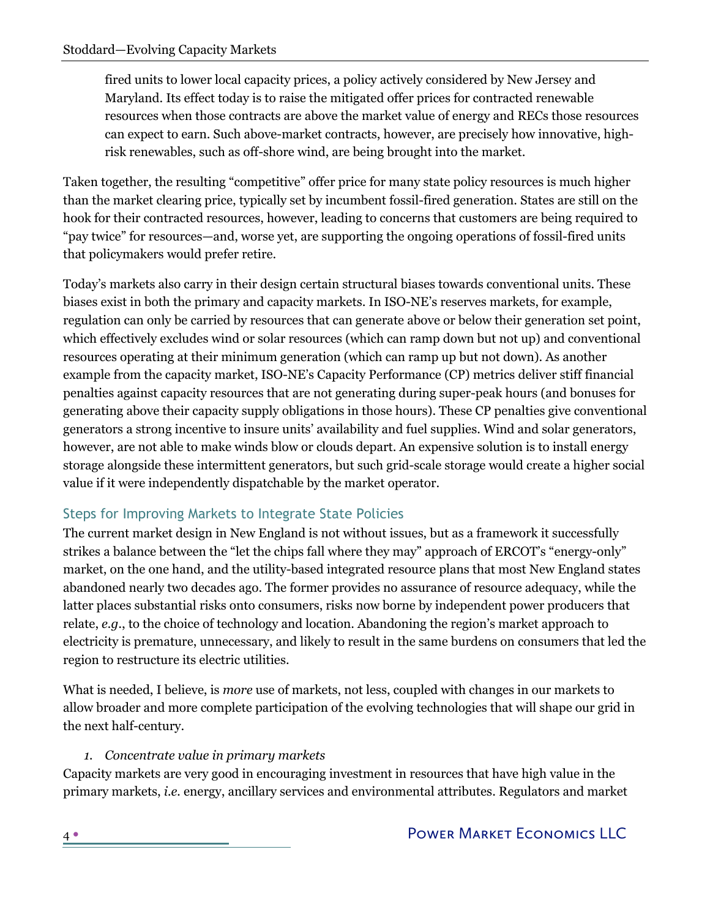fired units to lower local capacity prices, a policy actively considered by New Jersey and Maryland. Its effect today is to raise the mitigated offer prices for contracted renewable resources when those contracts are above the market value of energy and RECs those resources can expect to earn. Such above-market contracts, however, are precisely how innovative, high-risk renewables, such as off-shore wind, are being brought into the market.

Taken together, the resulting "competitive" offer price for many state policy resources is much higher than the market clearing price, typically set by incumbent fossil-fired generation. States are still on the hook for their contracted resources, however, leading to concerns that customers are being required to "pay twice" for resources—and, worse yet, are supporting the ongoing operations of fossil-fired units that policymakers would prefer retire.

Today's markets also carry in their design certain structural biases towards conventional units. These biases exist in both the primary and capacity markets. In ISO-NE's reserves markets, for example, regulation can only be carried by resources that can generate above or below their generation set point, which effectively excludes wind or solar resources (which can ramp down but not up) and conventional resources operating at their minimum generation (which can ramp up but not down). As another example from the capacity market, ISO-NE's Capacity Performance (CP) metrics deliver stiff financial penalties against capacity resources that are not generating during super-peak hours (and bonuses for generating above their capacity supply obligations in those hours). These CP penalties give conventional generators a strong incentive to insure units' availability and fuel supplies. Wind and solar generators, however, are not able to make winds blow or clouds depart. An expensive solution is to install energy storage alongside these intermittent generators, but such grid-scale storage would create a higher social value if it were independently dispatchable by the market operator.

## Steps for Improving Markets to Integrate State Policies

The current market design in New England is not without issues, but as a framework it successfully strikes a balance between the "let the chips fall where they may" approach of ERCOT's "energy-only" market, on the one hand, and the utility-based integrated resource plans that most New England states abandoned nearly two decades ago. The former provides no assurance of resource adequacy, while the latter places substantial risks onto consumers, risks now borne by independent power producers that relate, *e.g.*, to the choice of technology and location. Abandoning the region's market approach to electricity is premature, unnecessary, and likely to result in the same burdens on consumers that led the region to restructure its electric utilities.

What is needed, I believe, is *more* use of markets, not less, coupled with changes in our markets to allow broader and more complete participation of the evolving technologies that will shape our grid in the next half-century.

### 1. *Concentrate value in primary markets*

Capacity markets are very good in encouraging investment in resources that have high value in the primary markets, *i.e.* energy, ancillary services and environmental attributes. Regulators and market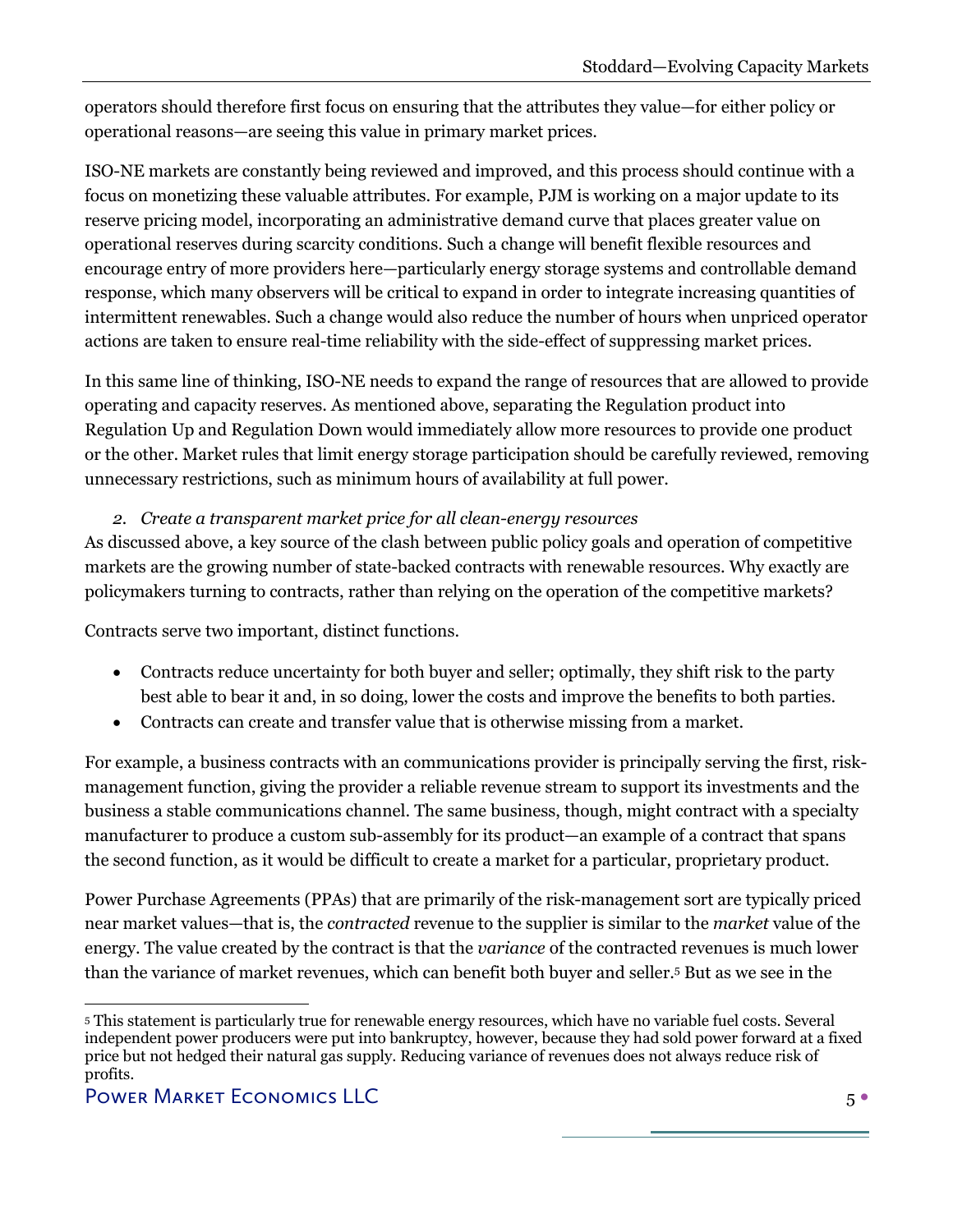operators should therefore first focus on ensuring that the attributes they value—for either policy or operational reasons—are seeing this value in primary market prices.

ISO-NE markets are constantly being reviewed and improved, and this process should continue with a focus on monetizing these valuable attributes. For example, PJM is working on a major update to its reserve pricing model, incorporating an administrative demand curve that places greater value on operational reserves during scarcity conditions. Such a change will benefit flexible resources and encourage entry of more providers here—particularly energy storage systems and controllable demand response, which many observers will be critical to expand in order to integrate increasing quantities of intermittent renewables. Such a change would also reduce the number of hours when unpriced operator actions are taken to ensure real-time reliability with the side-effect of suppressing market prices.

In this same line of thinking, ISO-NE needs to expand the range of resources that are allowed to provide operating and capacity reserves. As mentioned above, separating the Regulation product into Regulation Up and Regulation Down would immediately allow more resources to provide one product or the other. Market rules that limit energy storage participation should be carefully reviewed, removing unnecessary restrictions, such as minimum hours of availability at full power.

2. *Create a transparent market price for all clean-energy resources*

As discussed above, a key source of the clash between public policy goals and operation of competitive markets are the growing number of state-backed contracts with renewable resources. Why exactly are policymakers turning to contracts, rather than relying on the operation of the competitive markets?

Contracts serve two important, distinct functions.

- Contracts reduce uncertainty for both buyer and seller; optimally, they shift risk to the party best able to bear it and, in so doing, lower the costs and improve the benefits to both parties.
- Contracts can create and transfer value that is otherwise missing from a market.

For example, a business contracts with an communications provider is principally serving the first, risk-management function, giving the provider a reliable revenue stream to support its investments and the business a stable communications channel. The same business, though, might contract with a specialty manufacturer to produce a custom sub-assembly for its product—an example of a contract that spans the second function, as it would be difficult to create a market for a particular, proprietary product.

Power Purchase Agreements (PPAs) that are primarily of the risk-management sort are typically priced near market values—that is, the *contracted* revenue to the supplier is similar to the *market* value of the energy. The value created by the contract is that the *variance* of the contracted revenues is much lower than the variance of market revenues, which can benefit both buyer and seller.[5] But as we see in the

[5] This statement is particularly true for renewable energy resources, which have no variable fuel costs. Several independent power producers were put into bankruptcy, however, because they had sold power forward at a fixed price but not hedged their natural gas supply. Reducing variance of revenues does not always reduce risk of profits.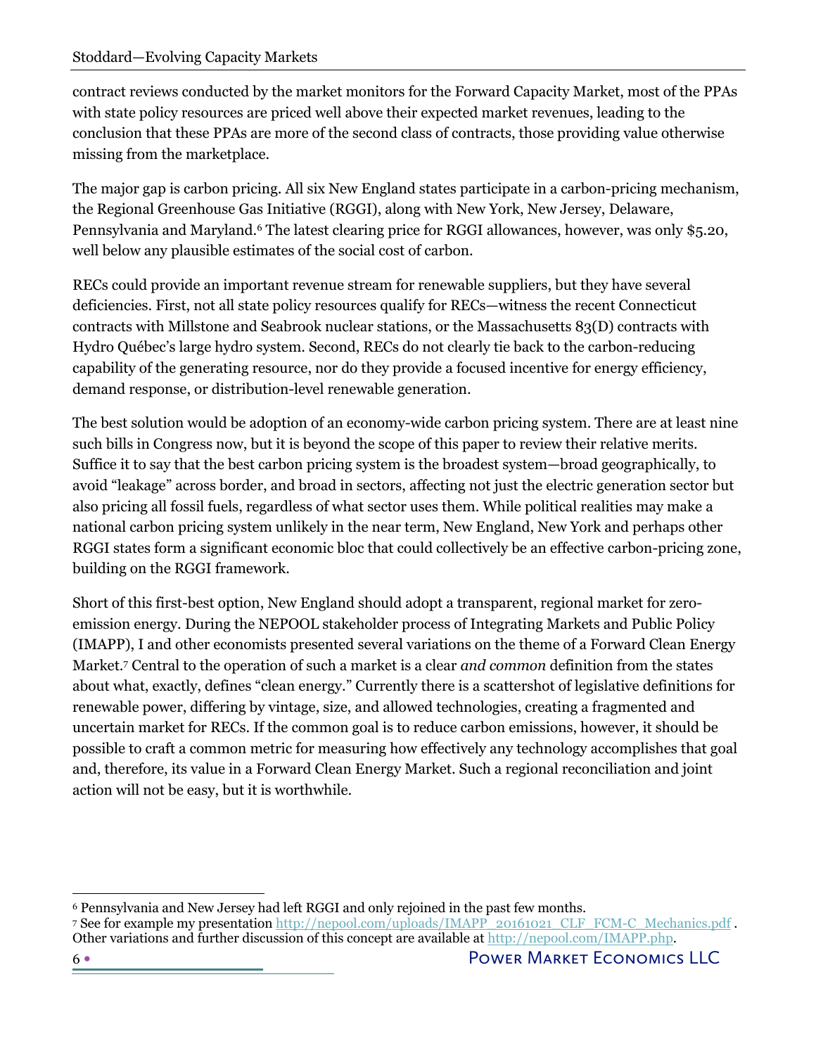contract reviews conducted by the market monitors for the Forward Capacity Market, most of the PPAs with state policy resources are priced well above their expected market revenues, leading to the conclusion that these PPAs are more of the second class of contracts, those providing value otherwise missing from the marketplace.

The major gap is carbon pricing. All six New England states participate in a carbon-pricing mechanism, the Regional Greenhouse Gas Initiative (RGGI), along with New York, New Jersey, Delaware, Pennsylvania and Maryland.[6] The latest clearing price for RGGI allowances, however, was only $5.20, well below any plausible estimates of the social cost of carbon.

RECs could provide an important revenue stream for renewable suppliers, but they have several deficiencies. First, not all state policy resources qualify for RECs—witness the recent Connecticut contracts with Millstone and Seabrook nuclear stations, or the Massachusetts 83(D) contracts with Hydro Québec's large hydro system. Second, RECs do not clearly tie back to the carbon-reducing capability of the generating resource, nor do they provide a focused incentive for energy efficiency, demand response, or distribution-level renewable generation.

The best solution would be adoption of an economy-wide carbon pricing system. There are at least nine such bills in Congress now, but it is beyond the scope of this paper to review their relative merits. Suffice it to say that the best carbon pricing system is the broadest system—broad geographically, to avoid "leakage" across border, and broad in sectors, affecting not just the electric generation sector but also pricing all fossil fuels, regardless of what sector uses them. While political realities may make a national carbon pricing system unlikely in the near term, New England, New York and perhaps other RGGI states form a significant economic bloc that could collectively be an effective carbon-pricing zone, building on the RGGI framework.

Short of this first-best option, New England should adopt a transparent, regional market for zero-emission energy. During the NEPOOL stakeholder process of Integrating Markets and Public Policy (IMAPP), I and other economists presented several variations on the theme of a Forward Clean Energy Market.[7] Central to the operation of such a market is a clear *and common* definition from the states about what, exactly, defines "clean energy." Currently there is a scattershot of legislative definitions for renewable power, differing by vintage, size, and allowed technologies, creating a fragmented and uncertain market for RECs. If the common goal is to reduce carbon emissions, however, it should be possible to craft a common metric for measuring how effectively any technology accomplishes that goal and, therefore, its value in a Forward Clean Energy Market. Such a regional reconciliation and joint action will not be easy, but it is worthwhile.

---

[6] Pennsylvania and New Jersey had left RGGI and only rejoined in the past few months.

[7] See for example my presentation http://nepool.com/uploads/IMAPP_20161021_CLF_FCM-C_Mechanics.pdf . Other variations and further discussion of this concept are available at http://nepool.com/IMAPP.php.